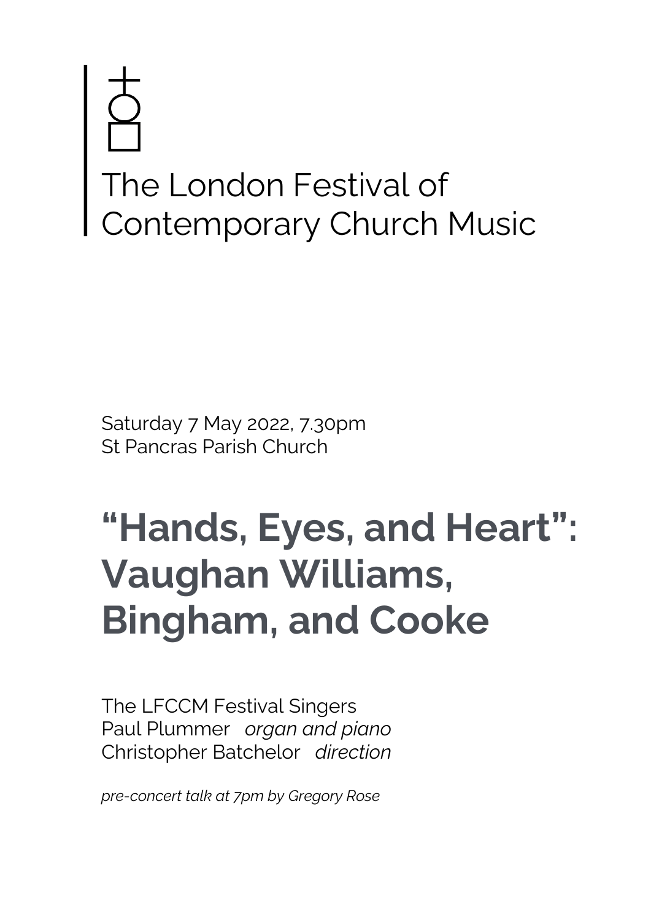# The London Festival of Contemporary Church Music

Saturday 7 May 2022, 7.30pm
St Pancras Parish Church

## “Hands, Eyes, and Heart”: Vaughan Williams, Bingham, and Cooke

The LFCCM Festival Singers
Paul Plummer *organ and piano*
Christopher Batchelor *direction*

*pre-concert talk at 7pm by Gregory Rose*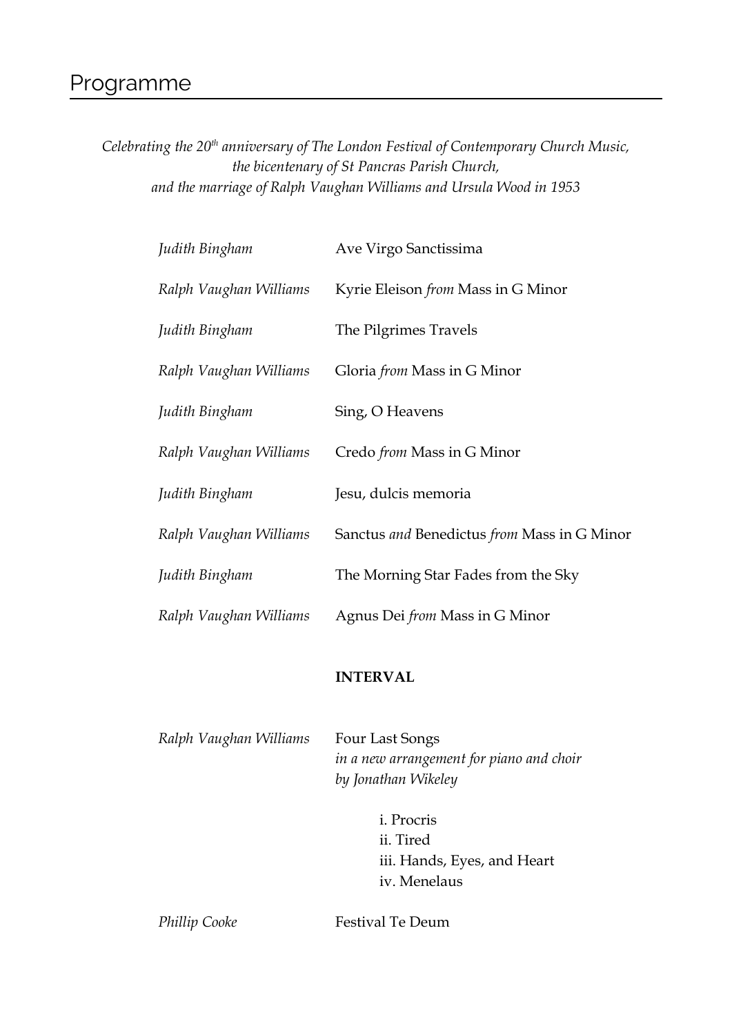# Programme

*Celebrating the 20th anniversary of The London Festival of Contemporary Church Music, the bicentenary of St Pancras Parish Church, and the marriage of Ralph Vaughan Williams and Ursula Wood in 1953*

*Judith Bingham* — Ave Virgo Sanctissima

*Ralph Vaughan Williams* — Kyrie Eleison *from* Mass in G Minor

*Judith Bingham* — The Pilgrimes Travels

*Ralph Vaughan Williams* — Gloria *from* Mass in G Minor

*Judith Bingham* — Sing, O Heavens

*Ralph Vaughan Williams* — Credo *from* Mass in G Minor

*Judith Bingham* — Jesu, dulcis memoria

*Ralph Vaughan Williams* — Sanctus *and* Benedictus *from* Mass in G Minor

*Judith Bingham* — The Morning Star Fades from the Sky

*Ralph Vaughan Williams* — Agnus Dei *from* Mass in G Minor

**INTERVAL**

*Ralph Vaughan Williams* — Four Last Songs
*in a new arrangement for piano and choir by Jonathan Wikeley*

i. Procris
ii. Tired
iii. Hands, Eyes, and Heart
iv. Menelaus

*Phillip Cooke* — Festival Te Deum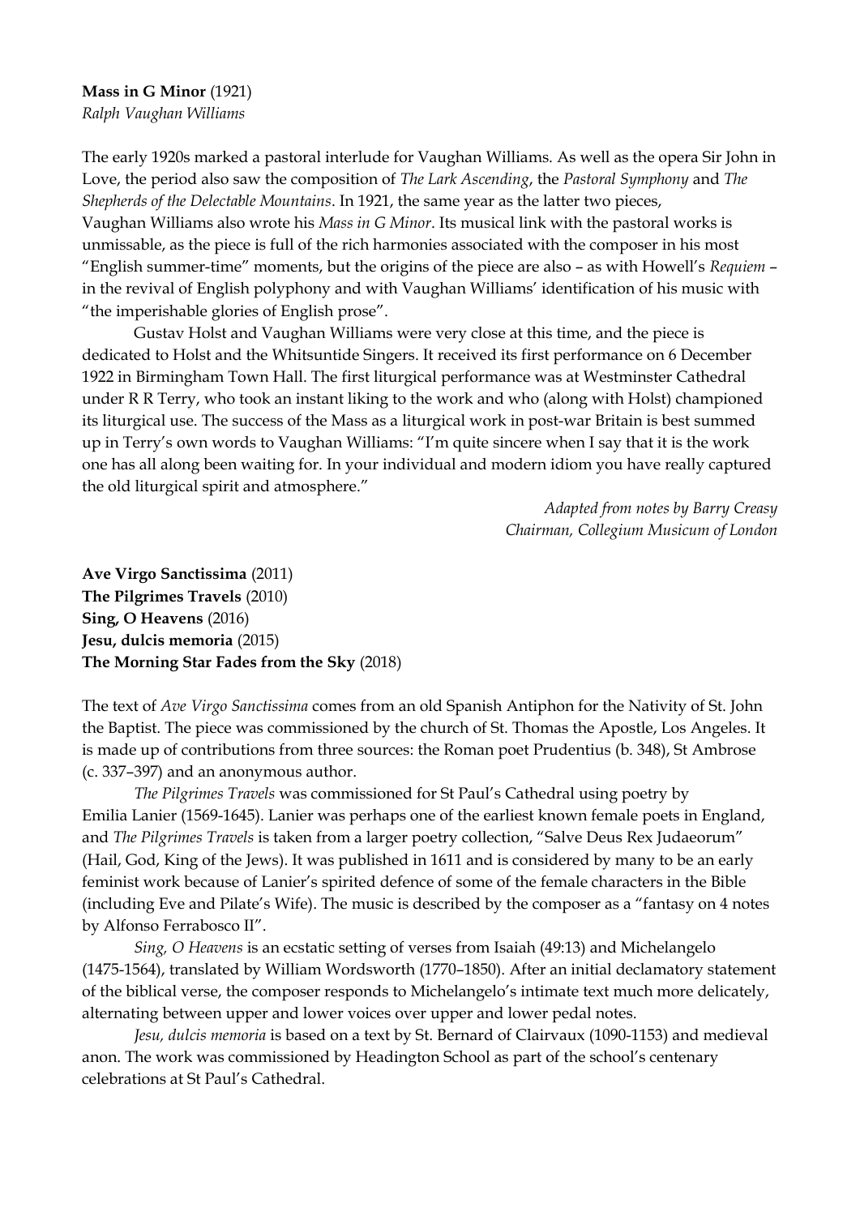**Mass in G Minor** (1921)
*Ralph Vaughan Williams*

The early 1920s marked a pastoral interlude for Vaughan Williams. As well as the opera Sir John in Love, the period also saw the composition of *The Lark Ascending*, the *Pastoral Symphony* and *The Shepherds of the Delectable Mountains*. In 1921, the same year as the latter two pieces, Vaughan Williams also wrote his *Mass in G Minor*. Its musical link with the pastoral works is unmissable, as the piece is full of the rich harmonies associated with the composer in his most "English summer-time" moments, but the origins of the piece are also – as with Howell's *Requiem* – in the revival of English polyphony and with Vaughan Williams' identification of his music with "the imperishable glories of English prose".

Gustav Holst and Vaughan Williams were very close at this time, and the piece is dedicated to Holst and the Whitsuntide Singers. It received its first performance on 6 December 1922 in Birmingham Town Hall. The first liturgical performance was at Westminster Cathedral under R R Terry, who took an instant liking to the work and who (along with Holst) championed its liturgical use. The success of the Mass as a liturgical work in post-war Britain is best summed up in Terry's own words to Vaughan Williams: "I'm quite sincere when I say that it is the work one has all along been waiting for. In your individual and modern idiom you have really captured the old liturgical spirit and atmosphere."

*Adapted from notes by Barry Creasy*
*Chairman, Collegium Musicum of London*

**Ave Virgo Sanctissima** (2011)
**The Pilgrimes Travels** (2010)
**Sing, O Heavens** (2016)
**Jesu, dulcis memoria** (2015)
**The Morning Star Fades from the Sky** (2018)

The text of *Ave Virgo Sanctissima* comes from an old Spanish Antiphon for the Nativity of St. John the Baptist. The piece was commissioned by the church of St. Thomas the Apostle, Los Angeles. It is made up of contributions from three sources: the Roman poet Prudentius (b. 348), St Ambrose (c. 337–397) and an anonymous author.

*The Pilgrimes Travels* was commissioned for St Paul's Cathedral using poetry by Emilia Lanier (1569-1645). Lanier was perhaps one of the earliest known female poets in England, and *The Pilgrimes Travels* is taken from a larger poetry collection, "Salve Deus Rex Judaeorum" (Hail, God, King of the Jews). It was published in 1611 and is considered by many to be an early feminist work because of Lanier's spirited defence of some of the female characters in the Bible (including Eve and Pilate's Wife). The music is described by the composer as a "fantasy on 4 notes by Alfonso Ferrabosco II".

*Sing, O Heavens* is an ecstatic setting of verses from Isaiah (49:13) and Michelangelo (1475-1564), translated by William Wordsworth (1770–1850). After an initial declamatory statement of the biblical verse, the composer responds to Michelangelo's intimate text much more delicately, alternating between upper and lower voices over upper and lower pedal notes.

*Jesu, dulcis memoria* is based on a text by St. Bernard of Clairvaux (1090-1153) and medieval anon. The work was commissioned by Headington School as part of the school's centenary celebrations at St Paul's Cathedral.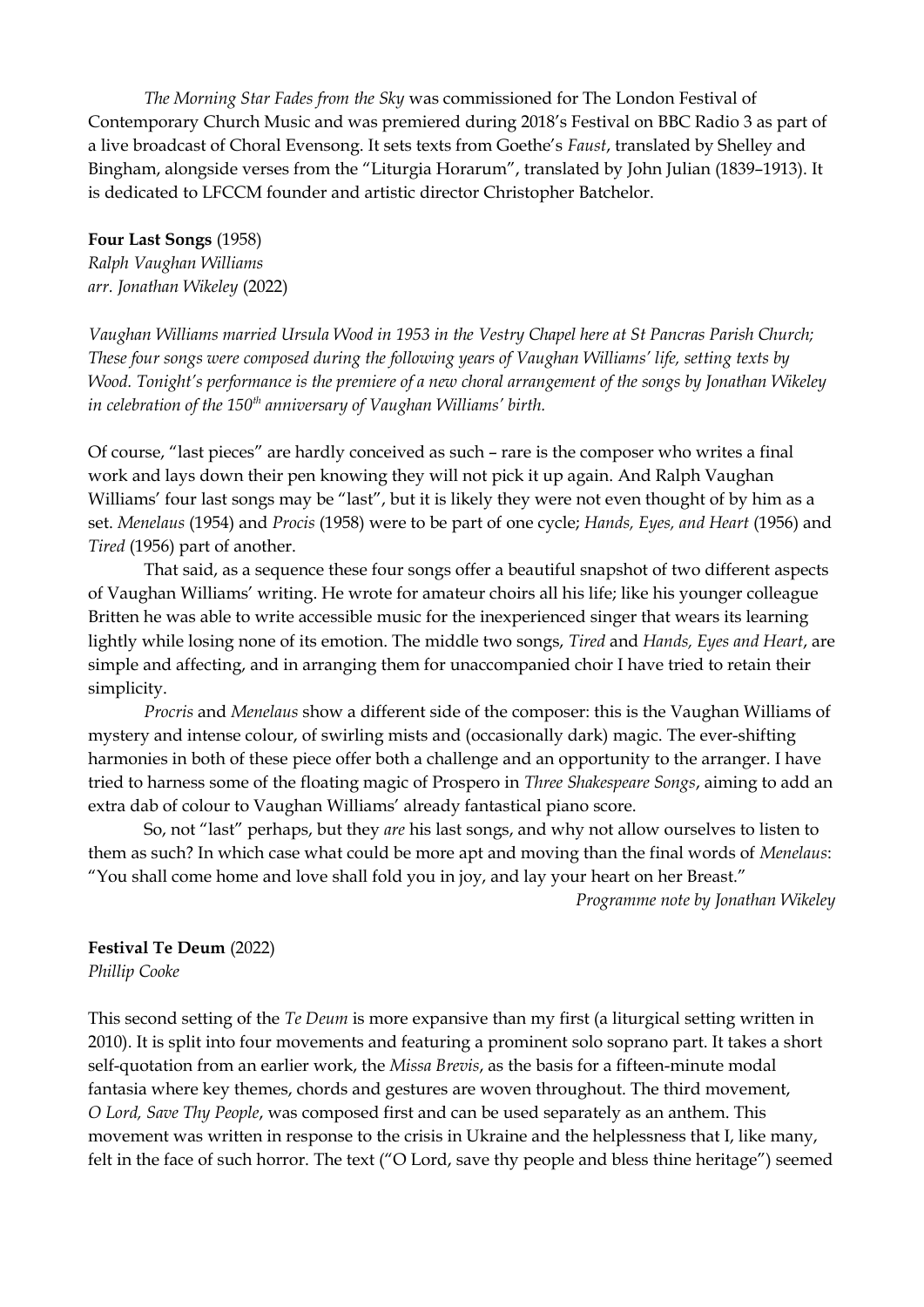*The Morning Star Fades from the Sky* was commissioned for The London Festival of Contemporary Church Music and was premiered during 2018's Festival on BBC Radio 3 as part of a live broadcast of Choral Evensong. It sets texts from Goethe's *Faust*, translated by Shelley and Bingham, alongside verses from the "Liturgia Horarum", translated by John Julian (1839–1913). It is dedicated to LFCCM founder and artistic director Christopher Batchelor.

**Four Last Songs** (1958)
*Ralph Vaughan Williams*
*arr. Jonathan Wikeley* (2022)

*Vaughan Williams married Ursula Wood in 1953 in the Vestry Chapel here at St Pancras Parish Church; These four songs were composed during the following years of Vaughan Williams' life, setting texts by Wood. Tonight's performance is the premiere of a new choral arrangement of the songs by Jonathan Wikeley in celebration of the 150th anniversary of Vaughan Williams' birth.*

Of course, "last pieces" are hardly conceived as such – rare is the composer who writes a final work and lays down their pen knowing they will not pick it up again. And Ralph Vaughan Williams' four last songs may be "last", but it is likely they were not even thought of by him as a set. *Menelaus* (1954) and *Procis* (1958) were to be part of one cycle; *Hands, Eyes, and Heart* (1956) and *Tired* (1956) part of another.

That said, as a sequence these four songs offer a beautiful snapshot of two different aspects of Vaughan Williams' writing. He wrote for amateur choirs all his life; like his younger colleague Britten he was able to write accessible music for the inexperienced singer that wears its learning lightly while losing none of its emotion. The middle two songs, *Tired* and *Hands, Eyes and Heart*, are simple and affecting, and in arranging them for unaccompanied choir I have tried to retain their simplicity.

*Procris* and *Menelaus* show a different side of the composer: this is the Vaughan Williams of mystery and intense colour, of swirling mists and (occasionally dark) magic. The ever-shifting harmonies in both of these piece offer both a challenge and an opportunity to the arranger. I have tried to harness some of the floating magic of Prospero in *Three Shakespeare Songs*, aiming to add an extra dab of colour to Vaughan Williams' already fantastical piano score.

So, not "last" perhaps, but they *are* his last songs, and why not allow ourselves to listen to them as such? In which case what could be more apt and moving than the final words of *Menelaus*: "You shall come home and love shall fold you in joy, and lay your heart on her Breast."

*Programme note by Jonathan Wikeley*

**Festival Te Deum** (2022)
*Phillip Cooke*

This second setting of the *Te Deum* is more expansive than my first (a liturgical setting written in 2010). It is split into four movements and featuring a prominent solo soprano part. It takes a short self-quotation from an earlier work, the *Missa Brevis*, as the basis for a fifteen-minute modal fantasia where key themes, chords and gestures are woven throughout. The third movement, *O Lord, Save Thy People*, was composed first and can be used separately as an anthem. This movement was written in response to the crisis in Ukraine and the helplessness that I, like many, felt in the face of such horror. The text ("O Lord, save thy people and bless thine heritage") seemed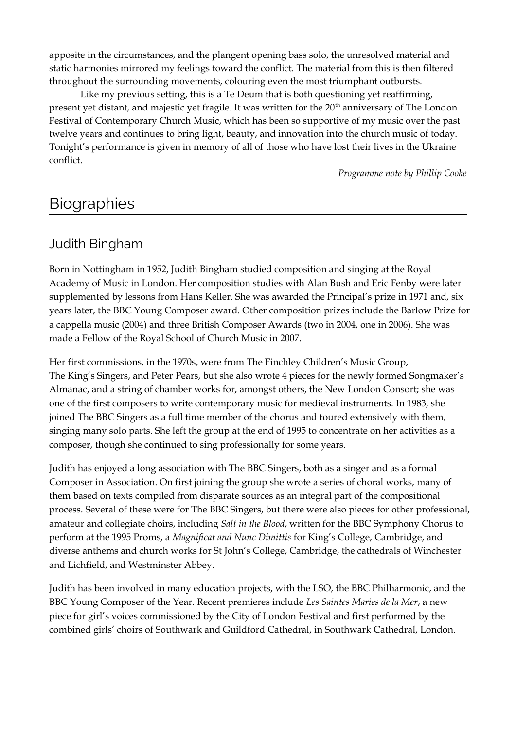apposite in the circumstances, and the plangent opening bass solo, the unresolved material and static harmonies mirrored my feelings toward the conflict. The material from this is then filtered throughout the surrounding movements, colouring even the most triumphant outbursts.

Like my previous setting, this is a Te Deum that is both questioning yet reaffirming, present yet distant, and majestic yet fragile. It was written for the 20th anniversary of The London Festival of Contemporary Church Music, which has been so supportive of my music over the past twelve years and continues to bring light, beauty, and innovation into the church music of today. Tonight's performance is given in memory of all of those who have lost their lives in the Ukraine conflict.

*Programme note by Phillip Cooke*

# Biographies

## Judith Bingham

Born in Nottingham in 1952, Judith Bingham studied composition and singing at the Royal Academy of Music in London. Her composition studies with Alan Bush and Eric Fenby were later supplemented by lessons from Hans Keller. She was awarded the Principal's prize in 1971 and, six years later, the BBC Young Composer award. Other composition prizes include the Barlow Prize for a cappella music (2004) and three British Composer Awards (two in 2004, one in 2006). She was made a Fellow of the Royal School of Church Music in 2007.

Her first commissions, in the 1970s, were from The Finchley Children's Music Group, The King's Singers, and Peter Pears, but she also wrote 4 pieces for the newly formed Songmaker's Almanac, and a string of chamber works for, amongst others, the New London Consort; she was one of the first composers to write contemporary music for medieval instruments. In 1983, she joined The BBC Singers as a full time member of the chorus and toured extensively with them, singing many solo parts. She left the group at the end of 1995 to concentrate on her activities as a composer, though she continued to sing professionally for some years.

Judith has enjoyed a long association with The BBC Singers, both as a singer and as a formal Composer in Association. On first joining the group she wrote a series of choral works, many of them based on texts compiled from disparate sources as an integral part of the compositional process. Several of these were for The BBC Singers, but there were also pieces for other professional, amateur and collegiate choirs, including *Salt in the Blood*, written for the BBC Symphony Chorus to perform at the 1995 Proms, a *Magnificat and Nunc Dimittis* for King's College, Cambridge, and diverse anthems and church works for St John's College, Cambridge, the cathedrals of Winchester and Lichfield, and Westminster Abbey.

Judith has been involved in many education projects, with the LSO, the BBC Philharmonic, and the BBC Young Composer of the Year. Recent premieres include *Les Saintes Maries de la Mer*, a new piece for girl's voices commissioned by the City of London Festival and first performed by the combined girls' choirs of Southwark and Guildford Cathedral, in Southwark Cathedral, London.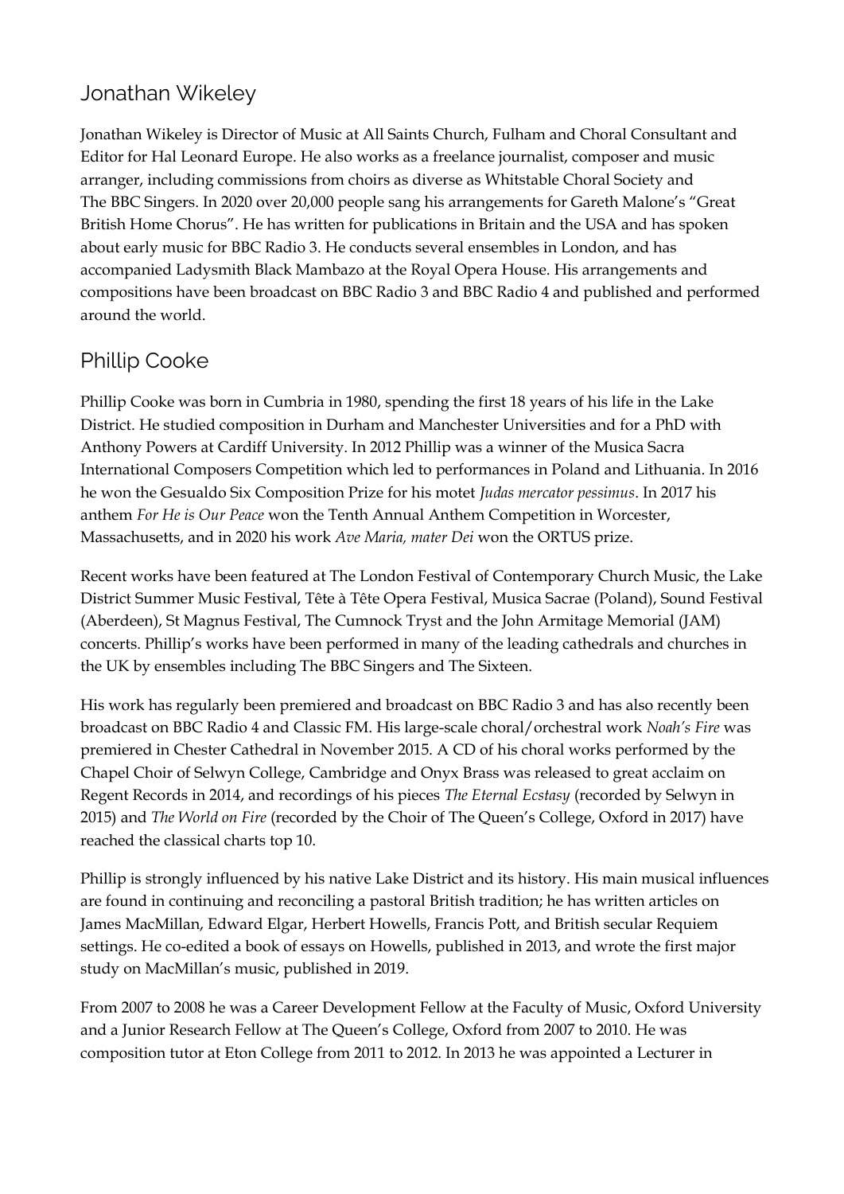## Jonathan Wikeley

Jonathan Wikeley is Director of Music at All Saints Church, Fulham and Choral Consultant and Editor for Hal Leonard Europe. He also works as a freelance journalist, composer and music arranger, including commissions from choirs as diverse as Whitstable Choral Society and The BBC Singers. In 2020 over 20,000 people sang his arrangements for Gareth Malone's "Great British Home Chorus". He has written for publications in Britain and the USA and has spoken about early music for BBC Radio 3. He conducts several ensembles in London, and has accompanied Ladysmith Black Mambazo at the Royal Opera House. His arrangements and compositions have been broadcast on BBC Radio 3 and BBC Radio 4 and published and performed around the world.

## Phillip Cooke

Phillip Cooke was born in Cumbria in 1980, spending the first 18 years of his life in the Lake District. He studied composition in Durham and Manchester Universities and for a PhD with Anthony Powers at Cardiff University. In 2012 Phillip was a winner of the Musica Sacra International Composers Competition which led to performances in Poland and Lithuania. In 2016 he won the Gesualdo Six Composition Prize for his motet *Judas mercator pessimus*. In 2017 his anthem *For He is Our Peace* won the Tenth Annual Anthem Competition in Worcester, Massachusetts, and in 2020 his work *Ave Maria, mater Dei* won the ORTUS prize.

Recent works have been featured at The London Festival of Contemporary Church Music, the Lake District Summer Music Festival, Tête à Tête Opera Festival, Musica Sacrae (Poland), Sound Festival (Aberdeen), St Magnus Festival, The Cumnock Tryst and the John Armitage Memorial (JAM) concerts. Phillip's works have been performed in many of the leading cathedrals and churches in the UK by ensembles including The BBC Singers and The Sixteen.

His work has regularly been premiered and broadcast on BBC Radio 3 and has also recently been broadcast on BBC Radio 4 and Classic FM. His large-scale choral/orchestral work *Noah's Fire* was premiered in Chester Cathedral in November 2015. A CD of his choral works performed by the Chapel Choir of Selwyn College, Cambridge and Onyx Brass was released to great acclaim on Regent Records in 2014, and recordings of his pieces *The Eternal Ecstasy* (recorded by Selwyn in 2015) and *The World on Fire* (recorded by the Choir of The Queen's College, Oxford in 2017) have reached the classical charts top 10.

Phillip is strongly influenced by his native Lake District and its history. His main musical influences are found in continuing and reconciling a pastoral British tradition; he has written articles on James MacMillan, Edward Elgar, Herbert Howells, Francis Pott, and British secular Requiem settings. He co-edited a book of essays on Howells, published in 2013, and wrote the first major study on MacMillan's music, published in 2019.

From 2007 to 2008 he was a Career Development Fellow at the Faculty of Music, Oxford University and a Junior Research Fellow at The Queen's College, Oxford from 2007 to 2010. He was composition tutor at Eton College from 2011 to 2012. In 2013 he was appointed a Lecturer in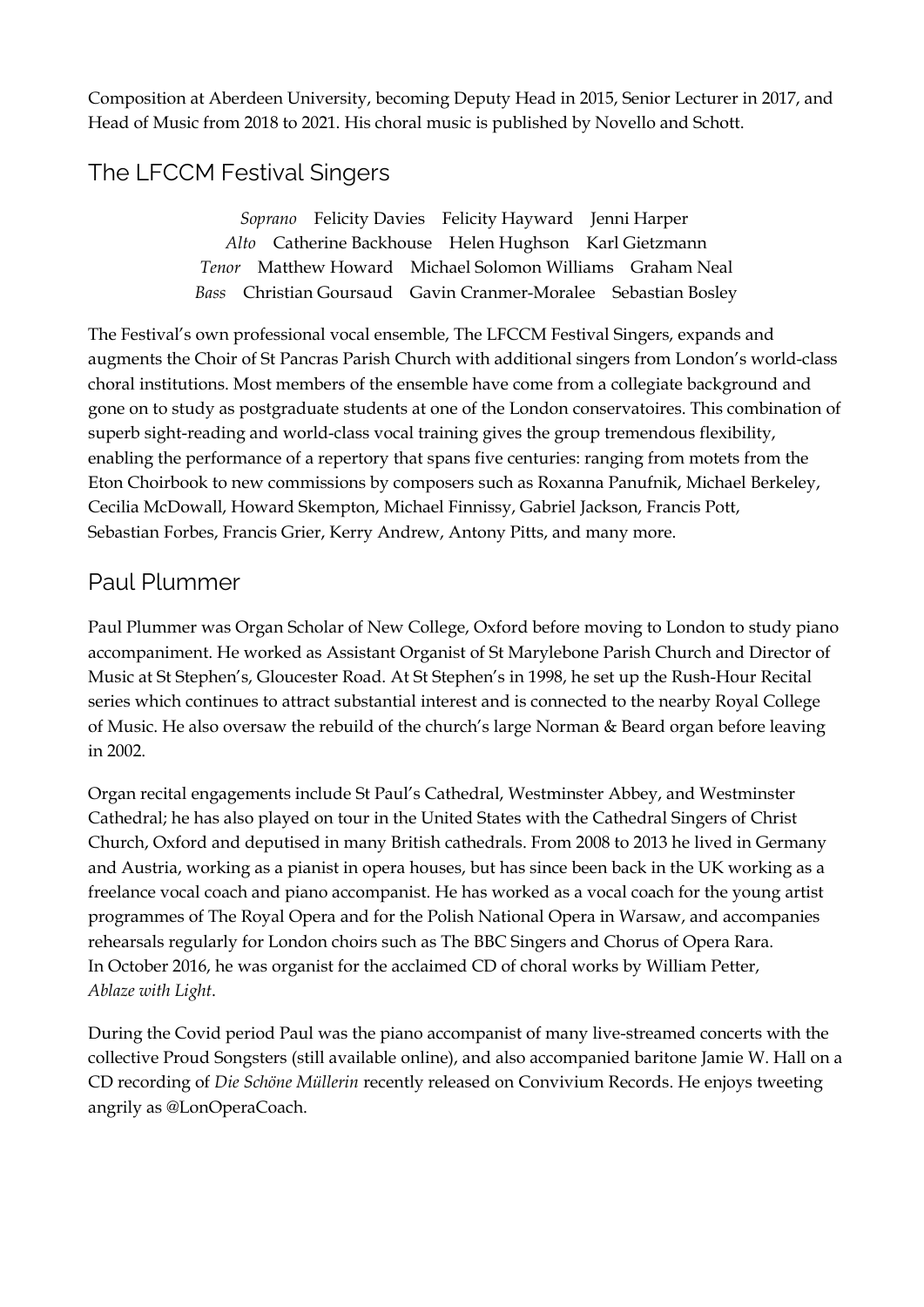Composition at Aberdeen University, becoming Deputy Head in 2015, Senior Lecturer in 2017, and Head of Music from 2018 to 2021. His choral music is published by Novello and Schott.

## The LFCCM Festival Singers

*Soprano* Felicity Davies Felicity Hayward Jenni Harper
*Alto* Catherine Backhouse Helen Hughson Karl Gietzmann
*Tenor* Matthew Howard Michael Solomon Williams Graham Neal
*Bass* Christian Goursaud Gavin Cranmer-Moralee Sebastian Bosley

The Festival's own professional vocal ensemble, The LFCCM Festival Singers, expands and augments the Choir of St Pancras Parish Church with additional singers from London's world-class choral institutions. Most members of the ensemble have come from a collegiate background and gone on to study as postgraduate students at one of the London conservatoires. This combination of superb sight-reading and world-class vocal training gives the group tremendous flexibility, enabling the performance of a repertory that spans five centuries: ranging from motets from the Eton Choirbook to new commissions by composers such as Roxanna Panufnik, Michael Berkeley, Cecilia McDowall, Howard Skempton, Michael Finnissy, Gabriel Jackson, Francis Pott, Sebastian Forbes, Francis Grier, Kerry Andrew, Antony Pitts, and many more.

## Paul Plummer

Paul Plummer was Organ Scholar of New College, Oxford before moving to London to study piano accompaniment. He worked as Assistant Organist of St Marylebone Parish Church and Director of Music at St Stephen's, Gloucester Road. At St Stephen's in 1998, he set up the Rush-Hour Recital series which continues to attract substantial interest and is connected to the nearby Royal College of Music. He also oversaw the rebuild of the church's large Norman & Beard organ before leaving in 2002.

Organ recital engagements include St Paul's Cathedral, Westminster Abbey, and Westminster Cathedral; he has also played on tour in the United States with the Cathedral Singers of Christ Church, Oxford and deputised in many British cathedrals. From 2008 to 2013 he lived in Germany and Austria, working as a pianist in opera houses, but has since been back in the UK working as a freelance vocal coach and piano accompanist. He has worked as a vocal coach for the young artist programmes of The Royal Opera and for the Polish National Opera in Warsaw, and accompanies rehearsals regularly for London choirs such as The BBC Singers and Chorus of Opera Rara. In October 2016, he was organist for the acclaimed CD of choral works by William Petter, *Ablaze with Light*.

During the Covid period Paul was the piano accompanist of many live-streamed concerts with the collective Proud Songsters (still available online), and also accompanied baritone Jamie W. Hall on a CD recording of *Die Schöne Müllerin* recently released on Convivium Records. He enjoys tweeting angrily as @LonOperaCoach.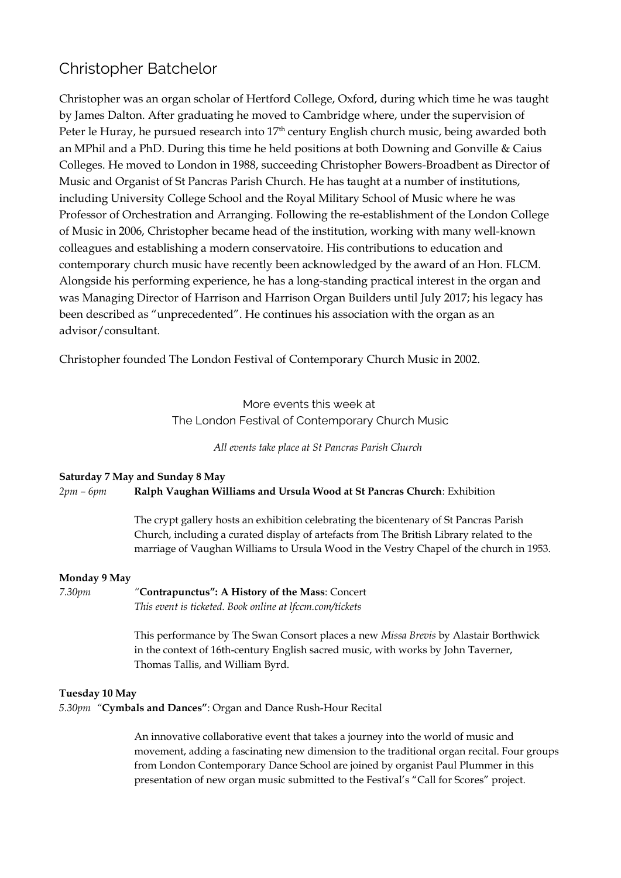## Christopher Batchelor

Christopher was an organ scholar of Hertford College, Oxford, during which time he was taught by James Dalton. After graduating he moved to Cambridge where, under the supervision of Peter le Huray, he pursued research into 17th century English church music, being awarded both an MPhil and a PhD. During this time he held positions at both Downing and Gonville & Caius Colleges. He moved to London in 1988, succeeding Christopher Bowers-Broadbent as Director of Music and Organist of St Pancras Parish Church. He has taught at a number of institutions, including University College School and the Royal Military School of Music where he was Professor of Orchestration and Arranging. Following the re-establishment of the London College of Music in 2006, Christopher became head of the institution, working with many well-known colleagues and establishing a modern conservatoire. His contributions to education and contemporary church music have recently been acknowledged by the award of an Hon. FLCM. Alongside his performing experience, he has a long-standing practical interest in the organ and was Managing Director of Harrison and Harrison Organ Builders until July 2017; his legacy has been described as "unprecedented". He continues his association with the organ as an advisor/consultant.

Christopher founded The London Festival of Contemporary Church Music in 2002.

### More events this week at The London Festival of Contemporary Church Music

*All events take place at St Pancras Parish Church*

**Saturday 7 May and Sunday 8 May**

*2pm – 6pm* **Ralph Vaughan Williams and Ursula Wood at St Pancras Church**: Exhibition

The crypt gallery hosts an exhibition celebrating the bicentenary of St Pancras Parish Church, including a curated display of artefacts from The British Library related to the marriage of Vaughan Williams to Ursula Wood in the Vestry Chapel of the church in 1953.

**Monday 9 May**

*7.30pm* "**Contrapunctus": A History of the Mass**: Concert
*This event is ticketed. Book online at lfccm.com/tickets*

This performance by The Swan Consort places a new *Missa Brevis* by Alastair Borthwick in the context of 16th-century English sacred music, with works by John Taverner, Thomas Tallis, and William Byrd.

**Tuesday 10 May**

*5.30pm* "**Cymbals and Dances"**: Organ and Dance Rush-Hour Recital

An innovative collaborative event that takes a journey into the world of music and movement, adding a fascinating new dimension to the traditional organ recital. Four groups from London Contemporary Dance School are joined by organist Paul Plummer in this presentation of new organ music submitted to the Festival's "Call for Scores" project.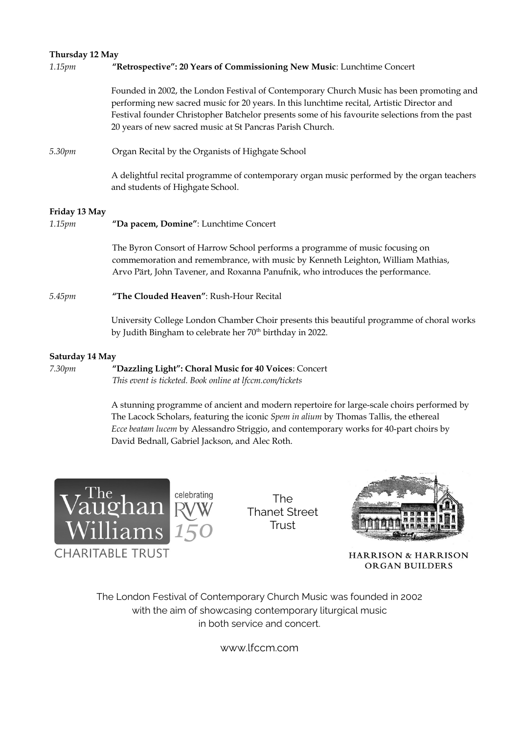**Thursday 12 May**

*1.15pm* **"Retrospective": 20 Years of Commissioning New Music**: Lunchtime Concert

Founded in 2002, the London Festival of Contemporary Church Music has been promoting and performing new sacred music for 20 years. In this lunchtime recital, Artistic Director and Festival founder Christopher Batchelor presents some of his favourite selections from the past 20 years of new sacred music at St Pancras Parish Church.

*5.30pm* Organ Recital by the Organists of Highgate School

A delightful recital programme of contemporary organ music performed by the organ teachers and students of Highgate School.

**Friday 13 May**

*1.15pm* **"Da pacem, Domine"**: Lunchtime Concert

The Byron Consort of Harrow School performs a programme of music focusing on commemoration and remembrance, with music by Kenneth Leighton, William Mathias, Arvo Pärt, John Tavener, and Roxanna Panufnik, who introduces the performance.

*5.45pm* **"The Clouded Heaven"**: Rush-Hour Recital

University College London Chamber Choir presents this beautiful programme of choral works by Judith Bingham to celebrate her 70th birthday in 2022.

**Saturday 14 May**

*7.30pm* **"Dazzling Light": Choral Music for 40 Voices**: Concert
*This event is ticketed. Book online at lfccm.com/tickets*

A stunning programme of ancient and modern repertoire for large-scale choirs performed by The Lacock Scholars, featuring the iconic *Spem in alium* by Thomas Tallis, the ethereal *Ecce beatam lucem* by Alessandro Striggio, and contemporary works for 40-part choirs by David Bednall, Gabriel Jackson, and Alec Roth.

The Vaughan Williams Charitable Trust — celebrating RVW 150

The Thanet Street Trust

Harrison & Harrison Organ Builders

The London Festival of Contemporary Church Music was founded in 2002 with the aim of showcasing contemporary liturgical music in both service and concert.

www.lfccm.com